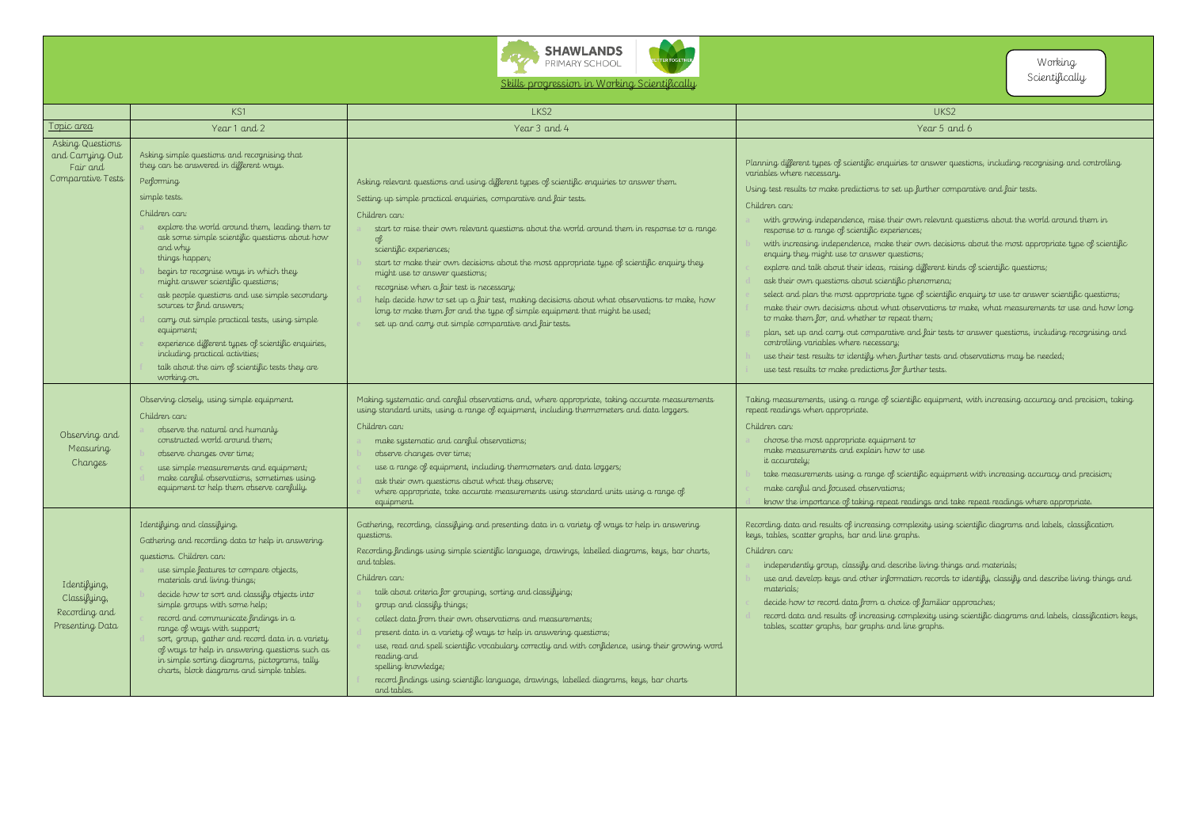SHAWLANDS PRIMARY SCHOOL

## Skills progression in Working Scientifically

Working Scientifically

| Topic area | KS1<br>Year 1 and 2 | LKS2<br>Year 3 and 4 | UKS2<br>Year 5 and 6 |
|---|---|---|---|
| Asking Questions and Carrying Out Fair and Comparative Tests | Asking simple questions and recognising that they can be answered in different ways.<br>Performing simple tests.<br>Children can:<br>a explore the world around them, leading them to ask some simple scientific questions about how and why things happen;<br>b begin to recognise ways in which they might answer scientific questions;<br>c ask people questions and use simple secondary sources to find answers;<br>d carry out simple practical tests, using simple equipment;<br>e experience different types of scientific enquiries, including practical activities;<br>f talk about the aim of scientific tests they are working on. | Asking relevant questions and using different types of scientific enquiries to answer them.<br>Setting up simple practical enquiries, comparative and fair tests.<br>Children can:<br>a start to raise their own relevant questions about the world around them in response to a range of scientific experiences;<br>b start to make their own decisions about the most appropriate type of scientific enquiry they might use to answer questions;<br>c recognise when a fair test is necessary;<br>d help decide how to set up a fair test, making decisions about what observations to make, how long to make them for and the type of simple equipment that might be used;<br>e set up and carry out simple comparative and fair tests. | Planning different types of scientific enquiries to answer questions, including recognising and controlling variables where necessary.<br>Using test results to make predictions to set up further comparative and fair tests.<br>Children can:<br>a with growing independence, raise their own relevant questions about the world around them in response to a range of scientific experiences;<br>b with increasing independence, make their own decisions about the most appropriate type of scientific enquiry they might use to answer questions;<br>c explore and talk about their ideas, raising different kinds of scientific questions;<br>d ask their own questions about scientific phenomena;<br>e select and plan the most appropriate type of scientific enquiry to use to answer scientific questions;<br>f make their own decisions about what observations to make, what measurements to use and how long to make them for, and whether to repeat them;<br>g plan, set up and carry out comparative and fair tests to answer questions, including recognising and controlling variables where necessary;<br>h use their test results to identify when further tests and observations may be needed;<br>i use test results to make predictions for further tests. |
| Observing and Measuring Changes | Observing closely, using simple equipment.<br>Children can:<br>a observe the natural and humanly constructed world around them;<br>b observe changes over time;<br>c use simple measurements and equipment;<br>d make careful observations, sometimes using equipment to help them observe carefully. | Making systematic and careful observations and, where appropriate, taking accurate measurements using standard units, using a range of equipment, including thermometers and data loggers.<br>Children can:<br>a make systematic and careful observations;<br>b observe changes over time;<br>c use a range of equipment, including thermometers and data loggers;<br>d ask their own questions about what they observe;<br>e where appropriate, take accurate measurements using standard units using a range of equipment. | Taking measurements, using a range of scientific equipment, with increasing accuracy and precision, taking repeat readings when appropriate.<br>Children can:<br>a choose the most appropriate equipment to make measurements and explain how to use it accurately;<br>b take measurements using a range of scientific equipment with increasing accuracy and precision;<br>c make careful and focused observations;<br>d know the importance of taking repeat readings and take repeat readings where appropriate. |
| Identifying, Classifying, Recording and Presenting Data | Identifying and classifying.<br>Gathering and recording data to help in answering questions. Children can:<br>a use simple features to compare objects, materials and living things;<br>b decide how to sort and classify objects into simple groups with some help;<br>c record and communicate findings in a range of ways with support;<br>d sort, group, gather and record data in a variety of ways to help in answering questions such as in simple sorting diagrams, pictograms, tally charts, block diagrams and simple tables. | Gathering, recording, classifying and presenting data in a variety of ways to help in answering questions.<br>Recording findings using simple scientific language, drawings, labelled diagrams, keys, bar charts, and tables.<br>Children can:<br>a talk about criteria for grouping, sorting and classifying;<br>b group and classify things;<br>c collect data from their own observations and measurements;<br>d present data in a variety of ways to help in answering questions;<br>e use, read and spell scientific vocabulary correctly and with confidence, using their growing word reading and spelling knowledge;<br>f record findings using scientific language, drawings, labelled diagrams, keys, bar charts and tables. | Recording data and results of increasing complexity using scientific diagrams and labels, classification keys, tables, scatter graphs, bar and line graphs.<br>Children can:<br>a independently group, classify and describe living things and materials;<br>b use and develop keys and other information records to identify, classify and describe living things and materials;<br>c decide how to record data from a choice of familiar approaches;<br>d record data and results of increasing complexity using scientific diagrams and labels, classification keys, tables, scatter graphs, bar graphs and line graphs. |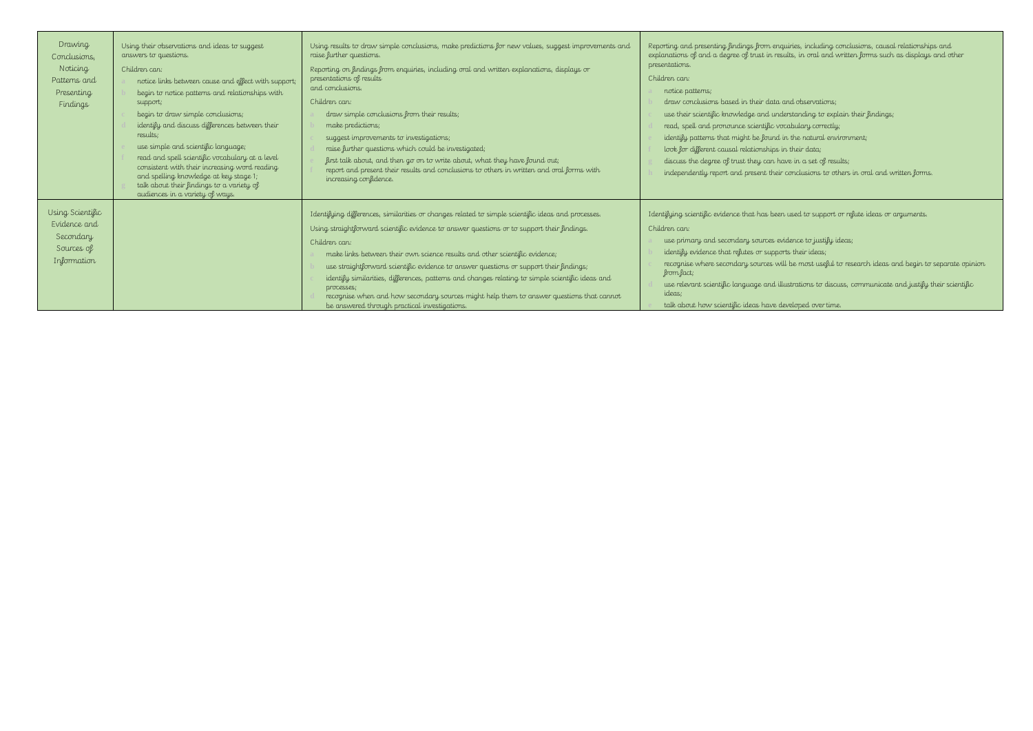| | | | |
|---|---|---|---|
| Drawing Conclusions, Noticing Patterns and Presenting Findings | Using their observations and ideas to suggest answers to questions.<br><br>Children can:<br>a notice links between cause and effect with support;<br>b begin to notice patterns and relationships with support;<br>c begin to draw simple conclusions;<br>d identify and discuss differences between their results;<br>e use simple and scientific language;<br>f read and spell scientific vocabulary at a level consistent with their increasing word reading and spelling knowledge at key stage 1;<br>g talk about their findings to a variety of audiences in a variety of ways. | Using results to draw simple conclusions, make predictions for new values, suggest improvements and raise further questions.<br><br>Reporting on findings from enquiries, including oral and written explanations, displays or presentations of results and conclusions.<br><br>Children can:<br>a draw simple conclusions from their results;<br>b make predictions;<br>c suggest improvements to investigations;<br>d raise further questions which could be investigated;<br>e first talk about, and then go on to write about, what they have found out;<br>f report and present their results and conclusions to others in written and oral forms with increasing confidence. | Reporting and presenting findings from enquiries, including conclusions, causal relationships and explanations of and a degree of trust in results, in oral and written forms such as displays and other presentations.<br><br>Children can:<br>a notice patterns;<br>b draw conclusions based in their data and observations;<br>c use their scientific knowledge and understanding to explain their findings;<br>d read, spell and pronounce scientific vocabulary correctly;<br>e identify patterns that might be found in the natural environment;<br>f look for different causal relationships in their data;<br>g discuss the degree of trust they can have in a set of results;<br>h independently report and present their conclusions to others in oral and written forms. |
| Using Scientific Evidence and Secondary Sources of Information | | Identifying differences, similarities or changes related to simple scientific ideas and processes.<br><br>Using straightforward scientific evidence to answer questions or to support their findings.<br><br>Children can:<br>a make links between their own science results and other scientific evidence;<br>b use straightforward scientific evidence to answer questions or support their findings;<br>c identify similarities, differences, patterns and changes relating to simple scientific ideas and processes;<br>d recognise when and how secondary sources might help them to answer questions that cannot be answered through practical investigations. | Identifying scientific evidence that has been used to support or refute ideas or arguments.<br><br>Children can:<br>a use primary and secondary sources evidence to justify ideas;<br>b identify evidence that refutes or supports their ideas;<br>c recognise where secondary sources will be most useful to research ideas and begin to separate opinion from fact;<br>d use relevant scientific language and illustrations to discuss, communicate and justify their scientific ideas;<br>e talk about how scientific ideas have developed over time. |